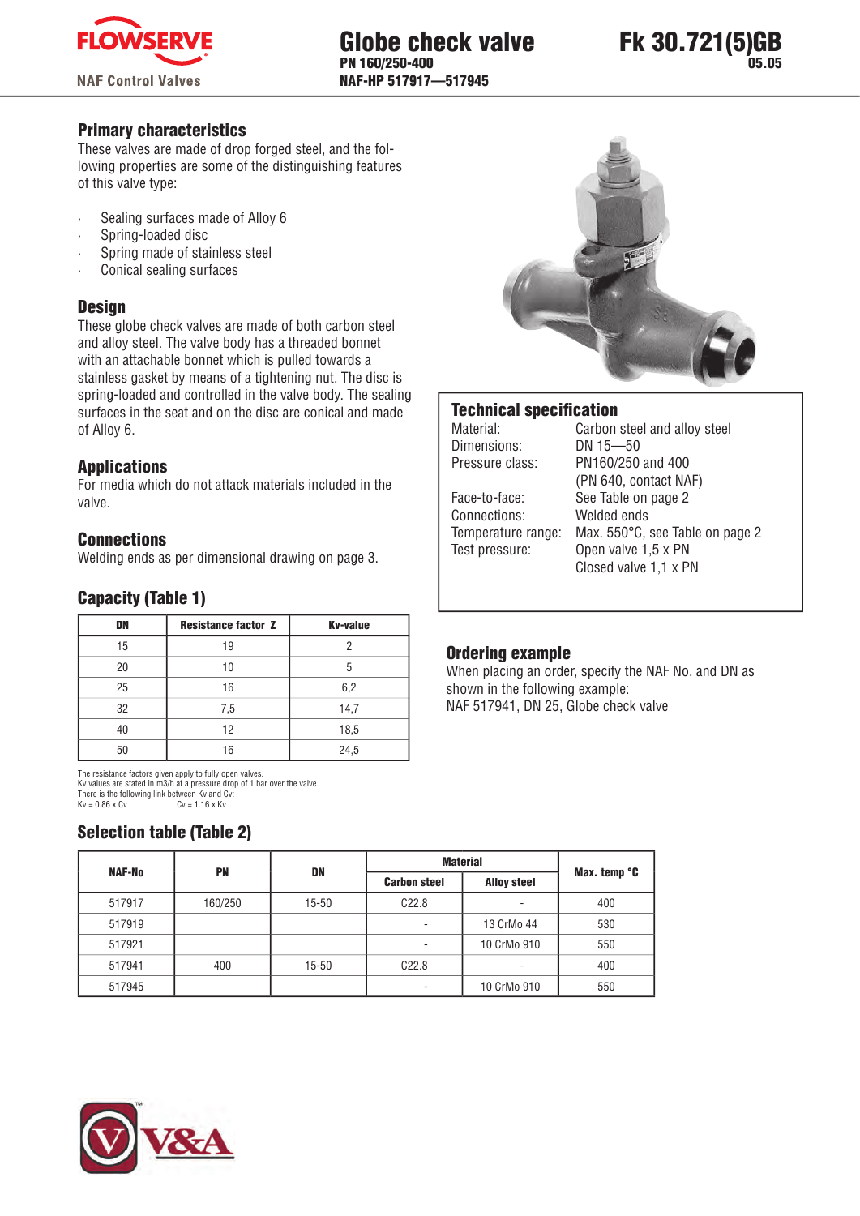# Globe check valve

**PN 160/250-400**
**NAF-HP 517917—517945**

**Fk 30.721(5)GB**
**05.05**

FLOWSERVE
NAF Control Valves

## Primary characteristics

These valves are made of drop forged steel, and the following properties are some of the distinguishing features of this valve type:

- Sealing surfaces made of Alloy 6
- Spring-loaded disc
- Spring made of stainless steel
- Conical sealing surfaces

## Design

These globe check valves are made of both carbon steel and alloy steel. The valve body has a threaded bonnet with an attachable bonnet which is pulled towards a stainless gasket by means of a tightening nut. The disc is spring-loaded and controlled in the valve body. The sealing surfaces in the seat and on the disc are conical and made of Alloy 6.

## Applications

For media which do not attack materials included in the valve.

## Connections

Welding ends as per dimensional drawing on page 3.

## Capacity (Table 1)

| DN | Resistance factor Z | Kv-value |
|---|---|---|
| 15 | 19 | 2 |
| 20 | 10 | 5 |
| 25 | 16 | 6,2 |
| 32 | 7,5 | 14,7 |
| 40 | 12 | 18,5 |
| 50 | 16 | 24,5 |

The resistance factors given apply to fully open valves.
Kv values are stated in m3/h at a pressure drop of 1 bar over the valve.
There is the following link between Kv and Cv:
Kv = 0.86 x Cv    Cv = 1.16 x Kv

## Technical specification

| | |
|---|---|
| Material: | Carbon steel and alloy steel |
| Dimensions: | DN 15—50 |
| Pressure class: | PN160/250 and 400 (PN 640, contact NAF) |
| Face-to-face: | See Table on page 2 |
| Connections: | Welded ends |
| Temperature range: | Max. 550°C, see Table on page 2 |
| Test pressure: | Open valve 1,5 x PN<br>Closed valve 1,1 x PN |

## Ordering example

When placing an order, specify the NAF No. and DN as shown in the following example:
NAF 517941, DN 25, Globe check valve

## Selection table (Table 2)

| NAF-No | PN | DN | Material | | Max. temp °C |
|---|---|---|---|---|---|
| | | | Carbon steel | Alloy steel | |
| 517917 | 160/250 | 15-50 | C22.8 | - | 400 |
| 517919 | | | - | 13 CrMo 44 | 530 |
| 517921 | | | - | 10 CrMo 910 | 550 |
| 517941 | 400 | 15-50 | C22.8 | - | 400 |
| 517945 | | | - | 10 CrMo 910 | 550 |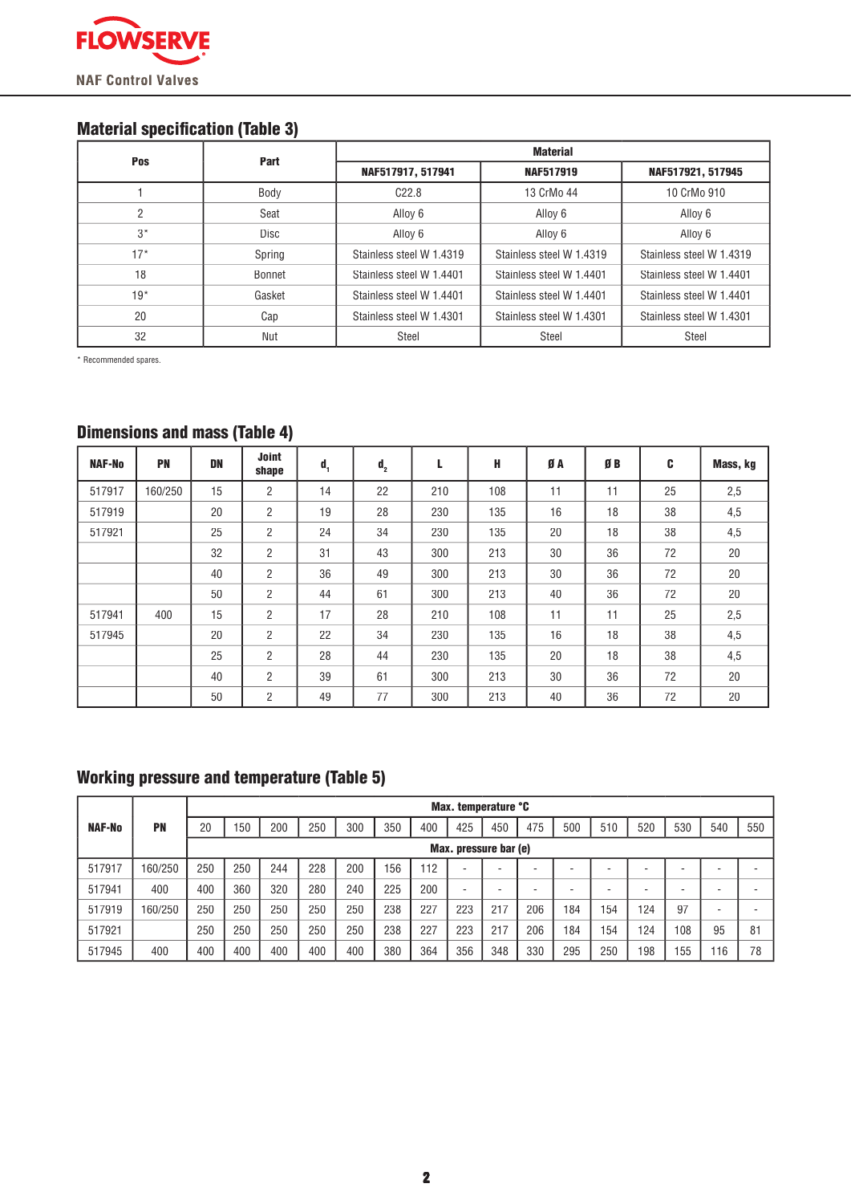## Material specification (Table 3)

| Pos | Part | Material | | |
|---|---|---|---|---|
| | | NAF517917, 517941 | NAF517919 | NAF517921, 517945 |
| 1 | Body | C22.8 | 13 CrMo 44 | 10 CrMo 910 |
| 2 | Seat | Alloy 6 | Alloy 6 | Alloy 6 |
| 3* | Disc | Alloy 6 | Alloy 6 | Alloy 6 |
| 17* | Spring | Stainless steel W 1.4319 | Stainless steel W 1.4319 | Stainless steel W 1.4319 |
| 18 | Bonnet | Stainless steel W 1.4401 | Stainless steel W 1.4401 | Stainless steel W 1.4401 |
| 19* | Gasket | Stainless steel W 1.4401 | Stainless steel W 1.4401 | Stainless steel W 1.4401 |
| 20 | Cap | Stainless steel W 1.4301 | Stainless steel W 1.4301 | Stainless steel W 1.4301 |
| 32 | Nut | Steel | Steel | Steel |

* Recommended spares.

## Dimensions and mass (Table 4)

| NAF-No | PN | DN | Joint shape | $d_1$ | $d_2$ | L | H | Ø A | Ø B | C | Mass, kg |
|---|---|---|---|---|---|---|---|---|---|---|---|
| 517917 | 160/250 | 15 | 2 | 14 | 22 | 210 | 108 | 11 | 11 | 25 | 2,5 |
| 517919 | | 20 | 2 | 19 | 28 | 230 | 135 | 16 | 18 | 38 | 4,5 |
| 517921 | | 25 | 2 | 24 | 34 | 230 | 135 | 20 | 18 | 38 | 4,5 |
| | | 32 | 2 | 31 | 43 | 300 | 213 | 30 | 36 | 72 | 20 |
| | | 40 | 2 | 36 | 49 | 300 | 213 | 30 | 36 | 72 | 20 |
| | | 50 | 2 | 44 | 61 | 300 | 213 | 40 | 36 | 72 | 20 |
| 517941 | 400 | 15 | 2 | 17 | 28 | 210 | 108 | 11 | 11 | 25 | 2,5 |
| 517945 | | 20 | 2 | 22 | 34 | 230 | 135 | 16 | 18 | 38 | 4,5 |
| | | 25 | 2 | 28 | 44 | 230 | 135 | 20 | 18 | 38 | 4,5 |
| | | 40 | 2 | 39 | 61 | 300 | 213 | 30 | 36 | 72 | 20 |
| | | 50 | 2 | 49 | 77 | 300 | 213 | 40 | 36 | 72 | 20 |

## Working pressure and temperature (Table 5)

| NAF-No | PN | Max. temperature °C | | | | | | | | | | | | | | | |
|---|---|---|---|---|---|---|---|---|---|---|---|---|---|---|---|---|---|
| | | 20 | 150 | 200 | 250 | 300 | 350 | 400 | 425 | 450 | 475 | 500 | 510 | 520 | 530 | 540 | 550 |
| | | Max. pressure bar (e) | | | | | | | | | | | | | | | |
| 517917 | 160/250 | 250 | 250 | 244 | 228 | 200 | 156 | 112 | - | - | - | - | - | - | - | - | - |
| 517941 | 400 | 400 | 360 | 320 | 280 | 240 | 225 | 200 | - | - | - | - | - | - | - | - | - |
| 517919 | 160/250 | 250 | 250 | 250 | 250 | 250 | 238 | 227 | 223 | 217 | 206 | 184 | 154 | 124 | 97 | - | - |
| 517921 | | 250 | 250 | 250 | 250 | 250 | 238 | 227 | 223 | 217 | 206 | 184 | 154 | 124 | 108 | 95 | 81 |
| 517945 | 400 | 400 | 400 | 400 | 400 | 400 | 380 | 364 | 356 | 348 | 330 | 295 | 250 | 198 | 155 | 116 | 78 |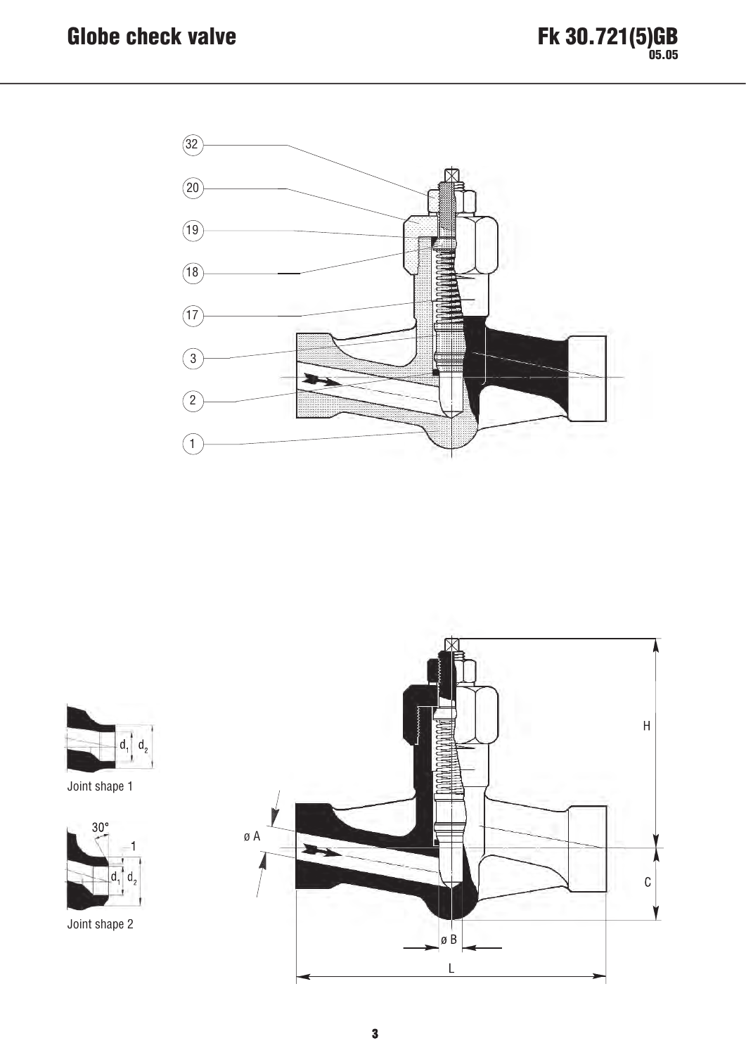# Globe check valve

32
20
19
18
17
3
2
1

H

ø A

C

ø B

L

$d_1$ $d_2$

Joint shape 1

30°

1

$d_1$ $d_2$

Joint shape 2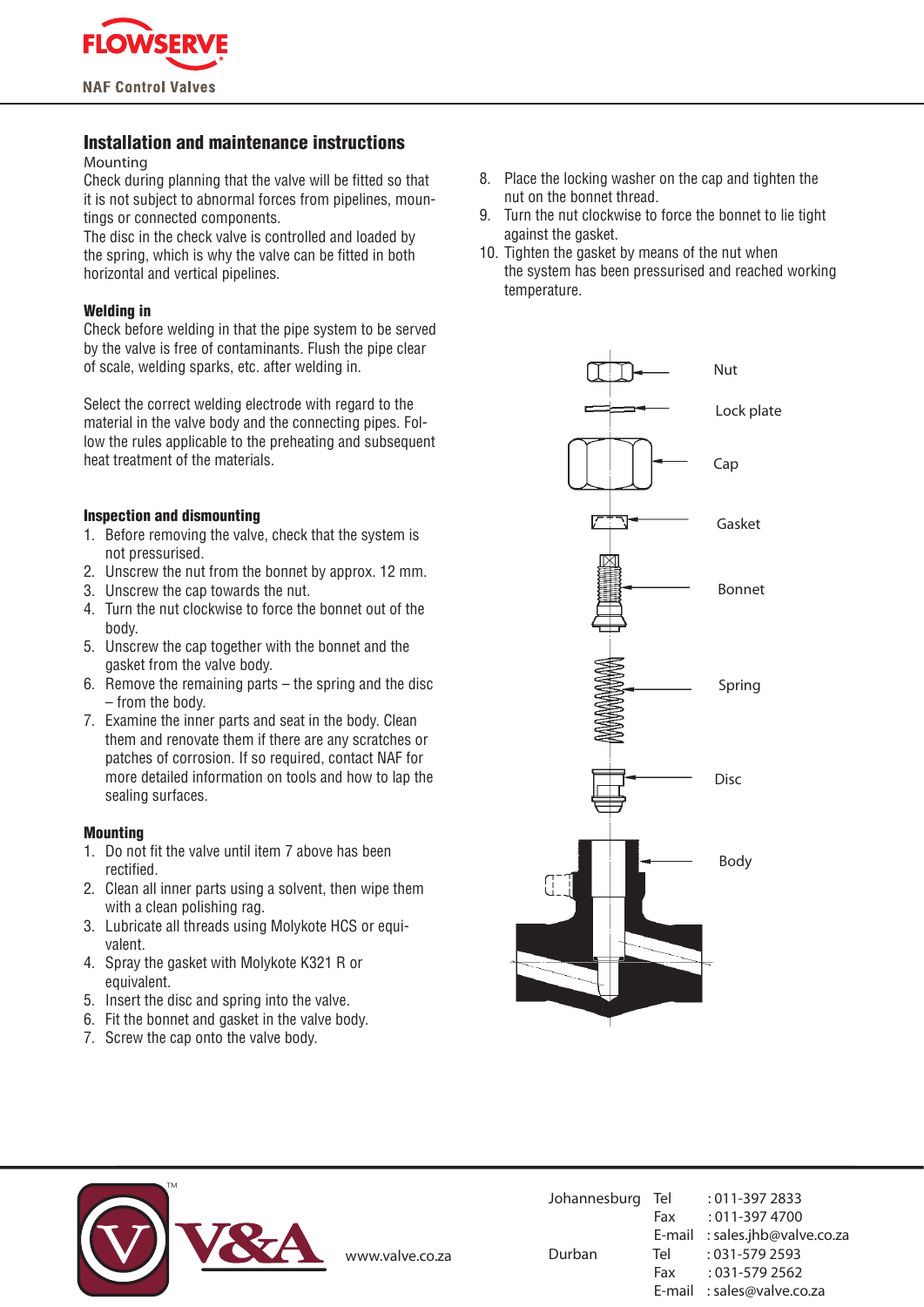FLOWSERVE

NAF Control Valves

## Installation and maintenance instructions

Mounting

Check during planning that the valve will be fitted so that it is not subject to abnormal forces from pipelines, mountings or connected components.

The disc in the check valve is controlled and loaded by the spring, which is why the valve can be fitted in both horizontal and vertical pipelines.

### Welding in

Check before welding in that the pipe system to be served by the valve is free of contaminants. Flush the pipe clear of scale, welding sparks, etc. after welding in.

Select the correct welding electrode with regard to the material in the valve body and the connecting pipes. Follow the rules applicable to the preheating and subsequent heat treatment of the materials.

### Inspection and dismounting

1. Before removing the valve, check that the system is not pressurised.
2. Unscrew the nut from the bonnet by approx. 12 mm.
3. Unscrew the cap towards the nut.
4. Turn the nut clockwise to force the bonnet out of the body.
5. Unscrew the cap together with the bonnet and the gasket from the valve body.
6. Remove the remaining parts – the spring and the disc – from the body.
7. Examine the inner parts and seat in the body. Clean them and renovate them if there are any scratches or patches of corrosion. If so required, contact NAF for more detailed information on tools and how to lap the sealing surfaces.

### Mounting

1. Do not fit the valve until item 7 above has been rectified.
2. Clean all inner parts using a solvent, then wipe them with a clean polishing rag.
3. Lubricate all threads using Molykote HCS or equivalent.
4. Spray the gasket with Molykote K321 R or equivalent.
5. Insert the disc and spring into the valve.
6. Fit the bonnet and gasket in the valve body.
7. Screw the cap onto the valve body.
8. Place the locking washer on the cap and tighten the nut on the bonnet thread.
9. Turn the nut clockwise to force the bonnet to lie tight against the gasket.
10. Tighten the gasket by means of the nut when the system has been pressurised and reached working temperature.

Nut

Lock plate

Cap

Gasket

Bonnet

Spring

Disc

Body

V&A

www.valve.co.za

| | | |
|---|---|---|
| Johannesburg | Tel | : 011-397 2833 |
| | Fax | : 011-397 4700 |
| | E-mail | : sales.jhb@valve.co.za |
| Durban | Tel | : 031-579 2593 |
| | Fax | : 031-579 2562 |
| | E-mail | : sales@valve.co.za |